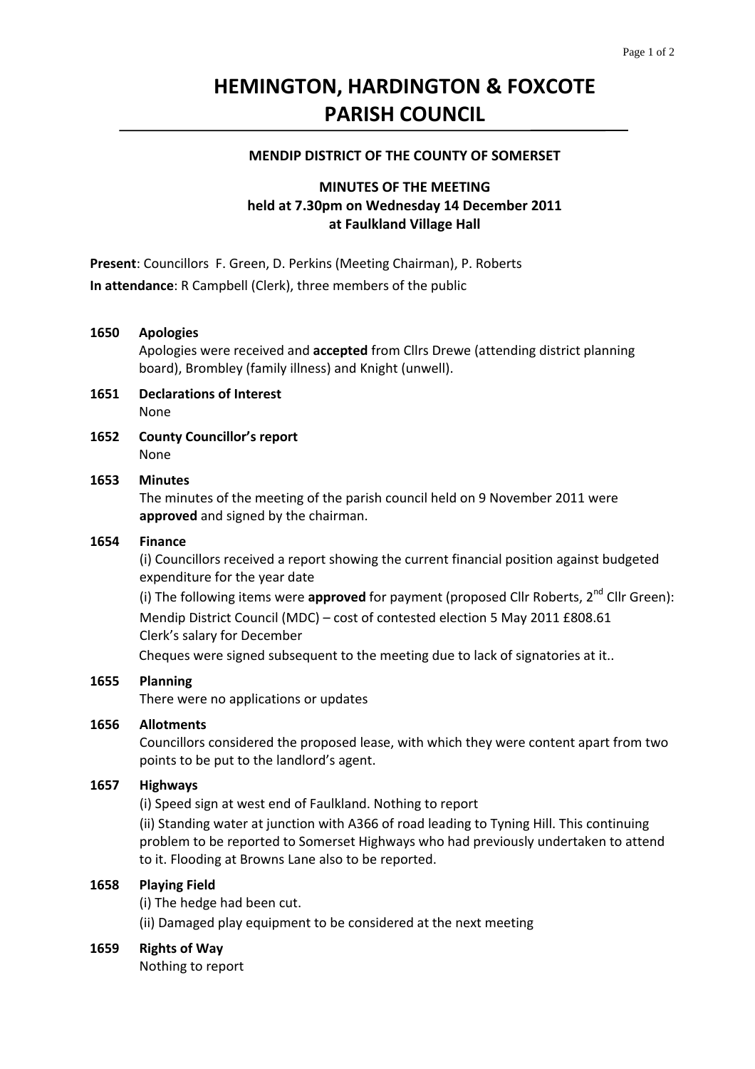# HEMINGTON, HARDINGTON & FOXCOTE PARISH COUNCIL

**MENDIP DISTRICT OF THE COUNTY OF SOMERSET**

**MINUTES OF THE MEETING**
**held at 7.30pm on Wednesday 14 December 2011**
**at Faulkland Village Hall**

**Present**: Councillors F. Green, D. Perkins (Meeting Chairman), P. Roberts

**In attendance**: R Campbell (Clerk), three members of the public

**1650 Apologies**

Apologies were received and **accepted** from Cllrs Drewe (attending district planning board), Brombley (family illness) and Knight (unwell).

**1651 Declarations of Interest**

None

**1652 County Councillor's report**

None

**1653 Minutes**

The minutes of the meeting of the parish council held on 9 November 2011 were **approved** and signed by the chairman.

**1654 Finance**

(i) Councillors received a report showing the current financial position against budgeted expenditure for the year date

(i) The following items were **approved** for payment (proposed Cllr Roberts, 2nd Cllr Green):

Mendip District Council (MDC) – cost of contested election 5 May 2011 £808.61
Clerk's salary for December

Cheques were signed subsequent to the meeting due to lack of signatories at it..

**1655 Planning**

There were no applications or updates

**1656 Allotments**

Councillors considered the proposed lease, with which they were content apart from two points to be put to the landlord's agent.

**1657 Highways**

(i) Speed sign at west end of Faulkland. Nothing to report

(ii) Standing water at junction with A366 of road leading to Tyning Hill. This continuing problem to be reported to Somerset Highways who had previously undertaken to attend to it. Flooding at Browns Lane also to be reported.

**1658 Playing Field**

(i) The hedge had been cut.

(ii) Damaged play equipment to be considered at the next meeting

**1659 Rights of Way**

Nothing to report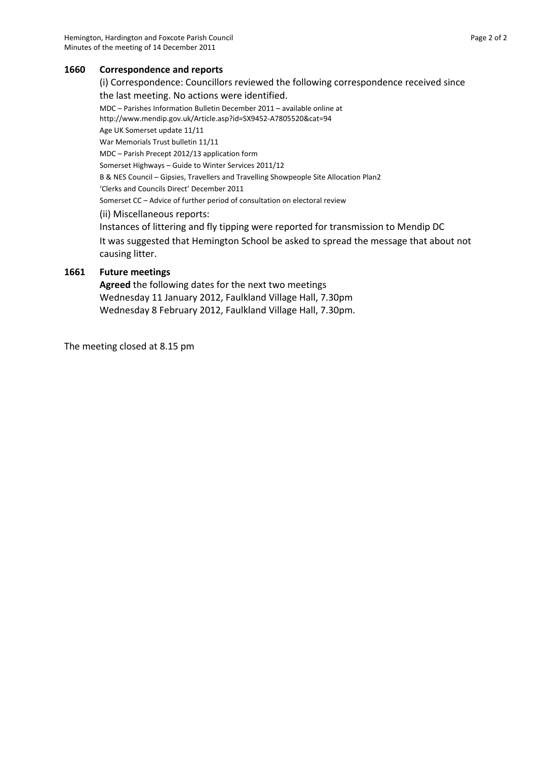**1660 Correspondence and reports**

(i) Correspondence: Councillors reviewed the following correspondence received since the last meeting. No actions were identified.

MDC – Parishes Information Bulletin December 2011 – available online at http://www.mendip.gov.uk/Article.asp?id=SX9452-A7805520&cat=94

Age UK Somerset update 11/11

War Memorials Trust bulletin 11/11

MDC – Parish Precept 2012/13 application form

Somerset Highways – Guide to Winter Services 2011/12

B & NES Council – Gipsies, Travellers and Travelling Showpeople Site Allocation Plan2

'Clerks and Councils Direct' December 2011

Somerset CC – Advice of further period of consultation on electoral review

(ii) Miscellaneous reports:

Instances of littering and fly tipping were reported for transmission to Mendip DC

It was suggested that Hemington School be asked to spread the message that about not causing litter.

**1661 Future meetings**

**Agreed** the following dates for the next two meetings

Wednesday 11 January 2012, Faulkland Village Hall, 7.30pm

Wednesday 8 February 2012, Faulkland Village Hall, 7.30pm.

The meeting closed at 8.15 pm